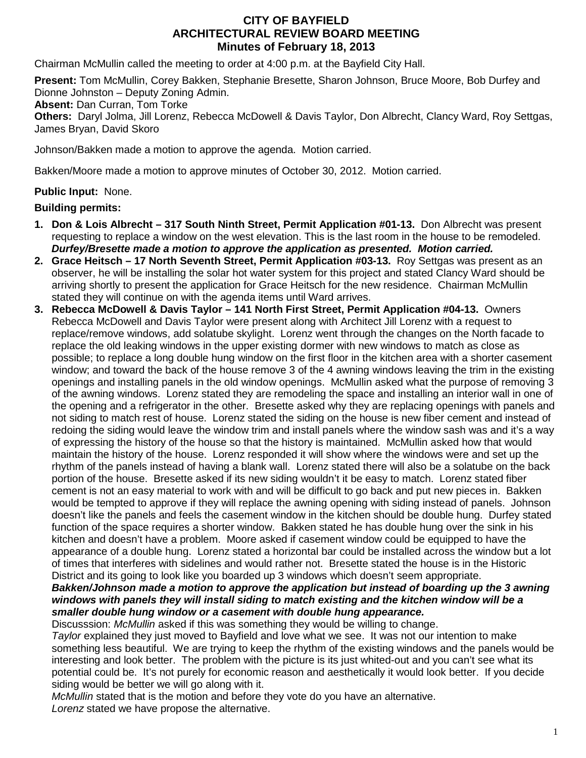# CITY OF BAYFIELD
## ARCHITECTURAL REVIEW BOARD MEETING
### Minutes of February 18, 2013

Chairman McMullin called the meeting to order at 4:00 p.m. at the Bayfield City Hall.

**Present:** Tom McMullin, Corey Bakken, Stephanie Bresette, Sharon Johnson, Bruce Moore, Bob Durfey and Dionne Johnston – Deputy Zoning Admin.
**Absent:** Dan Curran, Tom Torke
**Others:** Daryl Jolma, Jill Lorenz, Rebecca McDowell & Davis Taylor, Don Albrecht, Clancy Ward, Roy Settgas, James Bryan, David Skoro

Johnson/Bakken made a motion to approve the agenda. Motion carried.

Bakken/Moore made a motion to approve minutes of October 30, 2012. Motion carried.

**Public Input:** None.

**Building permits:**

1. **Don & Lois Albrecht – 317 South Ninth Street, Permit Application #01-13.** Don Albrecht was present requesting to replace a window on the west elevation. This is the last room in the house to be remodeled. ***Durfey/Bresette made a motion to approve the application as presented. Motion carried.***
2. **Grace Heitsch – 17 North Seventh Street, Permit Application #03-13.** Roy Settgas was present as an observer, he will be installing the solar hot water system for this project and stated Clancy Ward should be arriving shortly to present the application for Grace Heitsch for the new residence. Chairman McMullin stated they will continue on with the agenda items until Ward arrives.
3. **Rebecca McDowell & Davis Taylor – 141 North First Street, Permit Application #04-13.** Owners Rebecca McDowell and Davis Taylor were present along with Architect Jill Lorenz with a request to replace/remove windows, add solatube skylight. Lorenz went through the changes on the North facade to replace the old leaking windows in the upper existing dormer with new windows to match as close as possible; to replace a long double hung window on the first floor in the kitchen area with a shorter casement window; and toward the back of the house remove 3 of the 4 awning windows leaving the trim in the existing openings and installing panels in the old window openings. McMullin asked what the purpose of removing 3 of the awning windows. Lorenz stated they are remodeling the space and installing an interior wall in one of the opening and a refrigerator in the other. Bresette asked why they are replacing openings with panels and not siding to match rest of house. Lorenz stated the siding on the house is new fiber cement and instead of redoing the siding would leave the window trim and install panels where the window sash was and it's a way of expressing the history of the house so that the history is maintained. McMullin asked how that would maintain the history of the house. Lorenz responded it will show where the windows were and set up the rhythm of the panels instead of having a blank wall. Lorenz stated there will also be a solatube on the back portion of the house. Bresette asked if its new siding wouldn't it be easy to match. Lorenz stated fiber cement is not an easy material to work with and will be difficult to go back and put new pieces in. Bakken would be tempted to approve if they will replace the awning opening with siding instead of panels. Johnson doesn't like the panels and feels the casement window in the kitchen should be double hung. Durfey stated function of the space requires a shorter window. Bakken stated he has double hung over the sink in his kitchen and doesn't have a problem. Moore asked if casement window could be equipped to have the appearance of a double hung. Lorenz stated a horizontal bar could be installed across the window but a lot of times that interferes with sidelines and would rather not. Bresette stated the house is in the Historic District and its going to look like you boarded up 3 windows which doesn't seem appropriate.
   ***Bakken/Johnson made a motion to approve the application but instead of boarding up the 3 awning windows with panels they will install siding to match existing and the kitchen window will be a smaller double hung window or a casement with double hung appearance.***
   Discusssion: *McMullin* asked if this was something they would be willing to change.
   *Taylor* explained they just moved to Bayfield and love what we see. It was not our intention to make something less beautiful. We are trying to keep the rhythm of the existing windows and the panels would be interesting and look better. The problem with the picture is its just whited-out and you can't see what its potential could be. It's not purely for economic reason and aesthetically it would look better. If you decide siding would be better we will go along with it.
   *McMullin* stated that is the motion and before they vote do you have an alternative.
   *Lorenz* stated we have propose the alternative.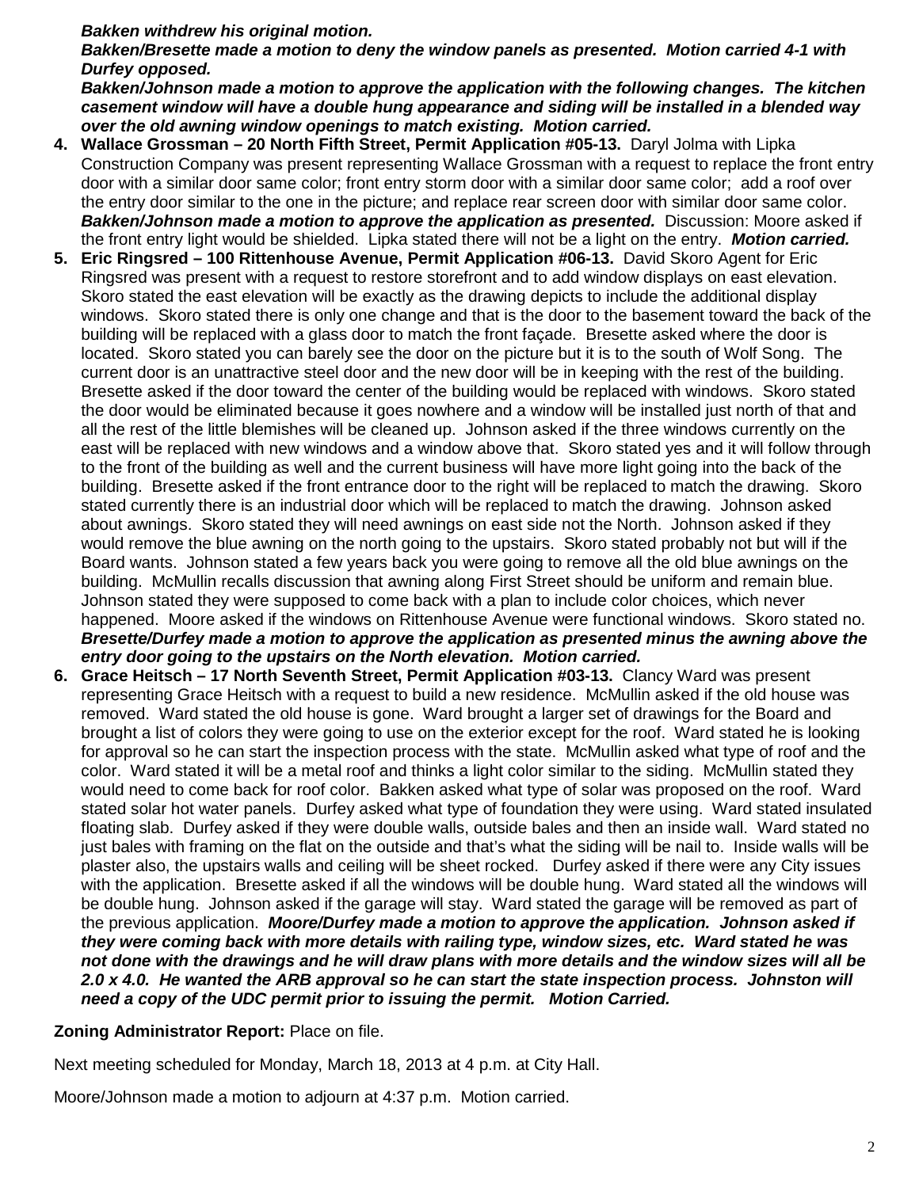***Bakken withdrew his original motion.***
***Bakken/Bresette made a motion to deny the window panels as presented. Motion carried 4-1 with Durfey opposed.***
***Bakken/Johnson made a motion to approve the application with the following changes. The kitchen casement window will have a double hung appearance and siding will be installed in a blended way over the old awning window openings to match existing. Motion carried.***

4. **Wallace Grossman – 20 North Fifth Street, Permit Application #05-13.** Daryl Jolma with Lipka Construction Company was present representing Wallace Grossman with a request to replace the front entry door with a similar door same color; front entry storm door with a similar door same color; add a roof over the entry door similar to the one in the picture; and replace rear screen door with similar door same color. ***Bakken/Johnson made a motion to approve the application as presented.*** Discussion: Moore asked if the front entry light would be shielded. Lipka stated there will not be a light on the entry. ***Motion carried.***
5. **Eric Ringsred – 100 Rittenhouse Avenue, Permit Application #06-13.** David Skoro Agent for Eric Ringsred was present with a request to restore storefront and to add window displays on east elevation. Skoro stated the east elevation will be exactly as the drawing depicts to include the additional display windows. Skoro stated there is only one change and that is the door to the basement toward the back of the building will be replaced with a glass door to match the front façade. Bresette asked where the door is located. Skoro stated you can barely see the door on the picture but it is to the south of Wolf Song. The current door is an unattractive steel door and the new door will be in keeping with the rest of the building. Bresette asked if the door toward the center of the building would be replaced with windows. Skoro stated the door would be eliminated because it goes nowhere and a window will be installed just north of that and all the rest of the little blemishes will be cleaned up. Johnson asked if the three windows currently on the east will be replaced with new windows and a window above that. Skoro stated yes and it will follow through to the front of the building as well and the current business will have more light going into the back of the building. Bresette asked if the front entrance door to the right will be replaced to match the drawing. Skoro stated currently there is an industrial door which will be replaced to match the drawing. Johnson asked about awnings. Skoro stated they will need awnings on east side not the North. Johnson asked if they would remove the blue awning on the north going to the upstairs. Skoro stated probably not but will if the Board wants. Johnson stated a few years back you were going to remove all the old blue awnings on the building. McMullin recalls discussion that awning along First Street should be uniform and remain blue. Johnson stated they were supposed to come back with a plan to include color choices, which never happened. Moore asked if the windows on Rittenhouse Avenue were functional windows. Skoro stated no. ***Bresette/Durfey made a motion to approve the application as presented minus the awning above the entry door going to the upstairs on the North elevation. Motion carried.***
6. **Grace Heitsch – 17 North Seventh Street, Permit Application #03-13.** Clancy Ward was present representing Grace Heitsch with a request to build a new residence. McMullin asked if the old house was removed. Ward stated the old house is gone. Ward brought a larger set of drawings for the Board and brought a list of colors they were going to use on the exterior except for the roof. Ward stated he is looking for approval so he can start the inspection process with the state. McMullin asked what type of roof and the color. Ward stated it will be a metal roof and thinks a light color similar to the siding. McMullin stated they would need to come back for roof color. Bakken asked what type of solar was proposed on the roof. Ward stated solar hot water panels. Durfey asked what type of foundation they were using. Ward stated insulated floating slab. Durfey asked if they were double walls, outside bales and then an inside wall. Ward stated no just bales with framing on the flat on the outside and that's what the siding will be nail to. Inside walls will be plaster also, the upstairs walls and ceiling will be sheet rocked. Durfey asked if there were any City issues with the application. Bresette asked if all the windows will be double hung. Ward stated all the windows will be double hung. Johnson asked if the garage will stay. Ward stated the garage will be removed as part of the previous application. ***Moore/Durfey made a motion to approve the application. Johnson asked if they were coming back with more details with railing type, window sizes, etc. Ward stated he was not done with the drawings and he will draw plans with more details and the window sizes will all be 2.0 x 4.0. He wanted the ARB approval so he can start the state inspection process. Johnston will need a copy of the UDC permit prior to issuing the permit. Motion Carried.***

**Zoning Administrator Report:** Place on file.

Next meeting scheduled for Monday, March 18, 2013 at 4 p.m. at City Hall.

Moore/Johnson made a motion to adjourn at 4:37 p.m. Motion carried.